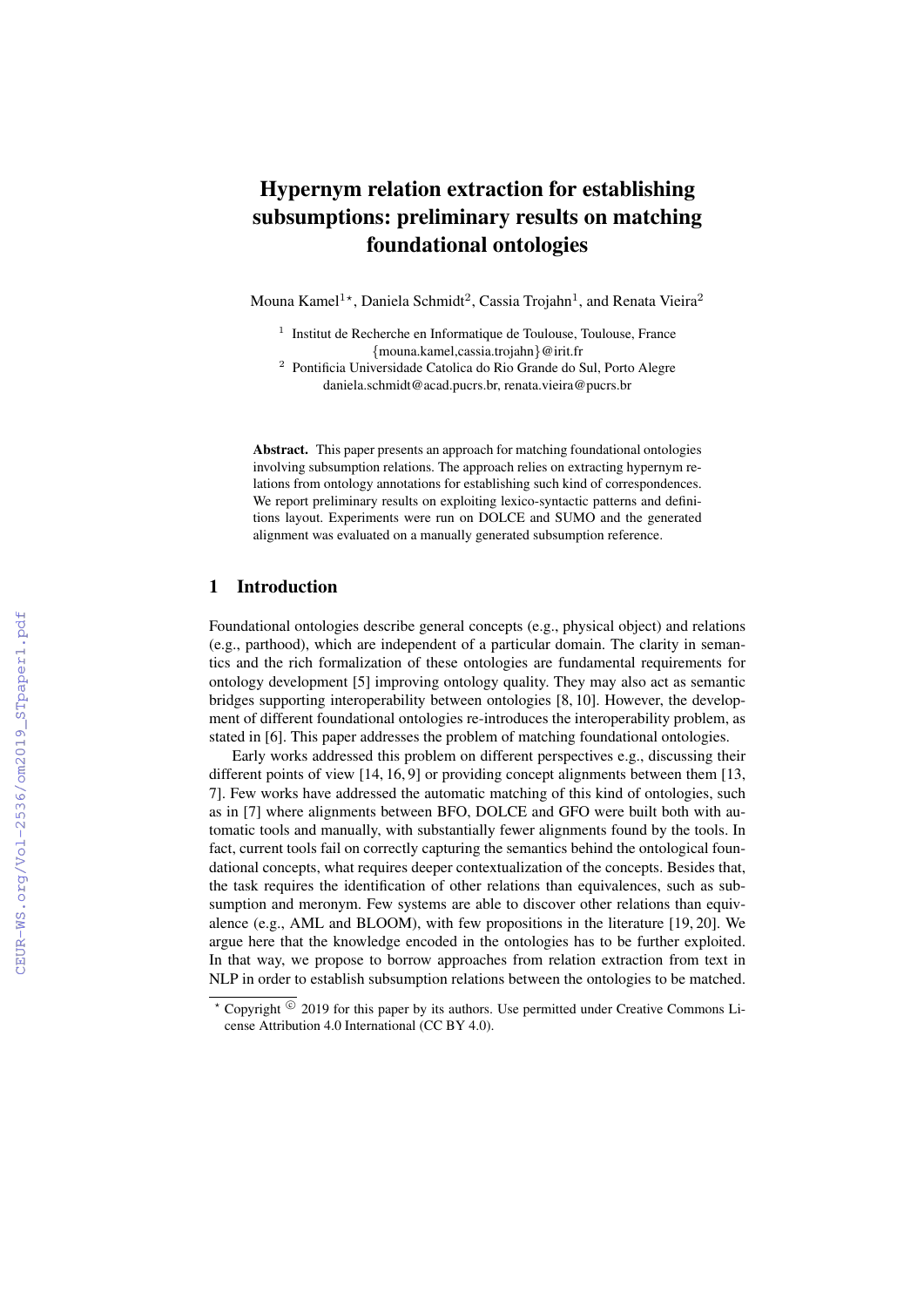# Hypernym relation extraction for establishing subsumptions: preliminary results on matching foundational ontologies

Mouna Kamel[1*], Daniela Schmidt[2], Cassia Trojahn[1], and Renata Vieira[2]

[1] Institut de Recherche en Informatique de Toulouse, Toulouse, France
{mouna.kamel,cassia.trojahn}@irit.fr

[2] Pontificia Universidade Catolica do Rio Grande do Sul, Porto Alegre
daniela.schmidt@acad.pucrs.br, renata.vieira@pucrs.br

**Abstract.** This paper presents an approach for matching foundational ontologies involving subsumption relations. The approach relies on extracting hypernym relations from ontology annotations for establishing such kind of correspondences. We report preliminary results on exploiting lexico-syntactic patterns and definitions layout. Experiments were run on DOLCE and SUMO and the generated alignment was evaluated on a manually generated subsumption reference.

## 1 Introduction

Foundational ontologies describe general concepts (e.g., physical object) and relations (e.g., parthood), which are independent of a particular domain. The clarity in semantics and the rich formalization of these ontologies are fundamental requirements for ontology development [5] improving ontology quality. They may also act as semantic bridges supporting interoperability between ontologies [8, 10]. However, the development of different foundational ontologies re-introduces the interoperability problem, as stated in [6]. This paper addresses the problem of matching foundational ontologies.

Early works addressed this problem on different perspectives e.g., discussing their different points of view [14, 16, 9] or providing concept alignments between them [13, 7]. Few works have addressed the automatic matching of this kind of ontologies, such as in [7] where alignments between BFO, DOLCE and GFO were built both with automatic tools and manually, with substantially fewer alignments found by the tools. In fact, current tools fail on correctly capturing the semantics behind the ontological foundational concepts, what requires deeper contextualization of the concepts. Besides that, the task requires the identification of other relations than equivalences, such as subsumption and meronym. Few systems are able to discover other relations than equivalence (e.g., AML and BLOOM), with few propositions in the literature [19, 20]. We argue here that the knowledge encoded in the ontologies has to be further exploited. In that way, we propose to borrow approaches from relation extraction from text in NLP in order to establish subsumption relations between the ontologies to be matched.

* Copyright © 2019 for this paper by its authors. Use permitted under Creative Commons License Attribution 4.0 International (CC BY 4.0).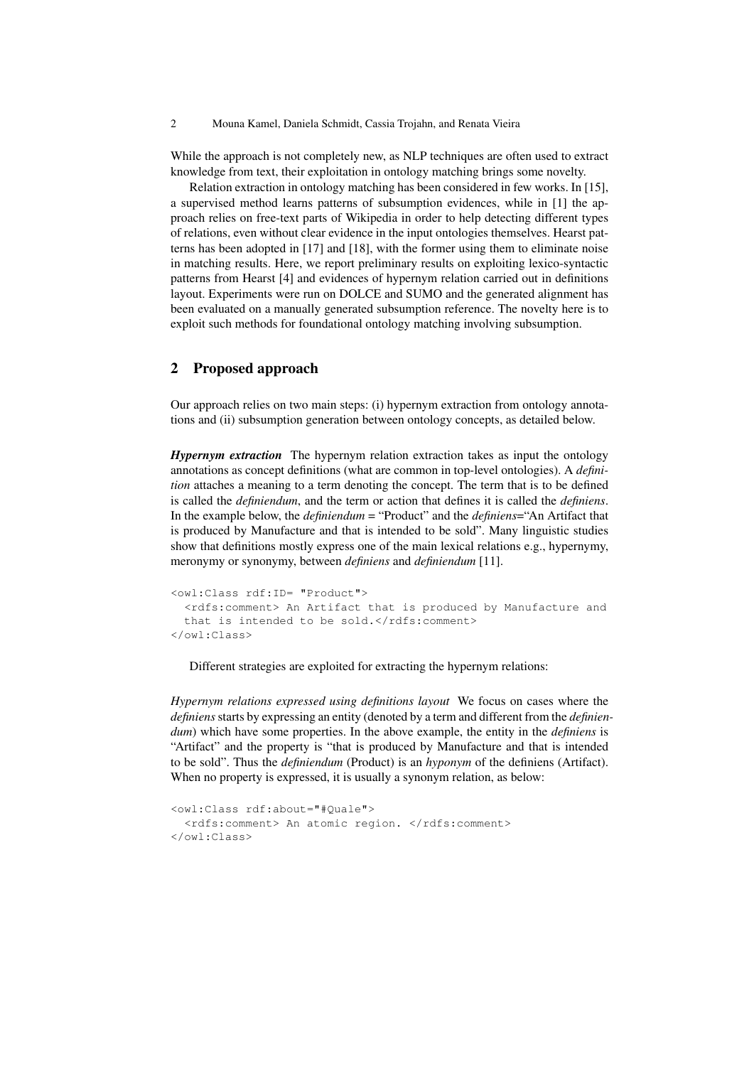While the approach is not completely new, as NLP techniques are often used to extract knowledge from text, their exploitation in ontology matching brings some novelty.

Relation extraction in ontology matching has been considered in few works. In [15], a supervised method learns patterns of subsumption evidences, while in [1] the approach relies on free-text parts of Wikipedia in order to help detecting different types of relations, even without clear evidence in the input ontologies themselves. Hearst patterns has been adopted in [17] and [18], with the former using them to eliminate noise in matching results. Here, we report preliminary results on exploiting lexico-syntactic patterns from Hearst [4] and evidences of hypernym relation carried out in definitions layout. Experiments were run on DOLCE and SUMO and the generated alignment has been evaluated on a manually generated subsumption reference. The novelty here is to exploit such methods for foundational ontology matching involving subsumption.

## 2 Proposed approach

Our approach relies on two main steps: (i) hypernym extraction from ontology annotations and (ii) subsumption generation between ontology concepts, as detailed below.

***Hypernym extraction*** The hypernym relation extraction takes as input the ontology annotations as concept definitions (what are common in top-level ontologies). A *definition* attaches a meaning to a term denoting the concept. The term that is to be defined is called the *definiendum*, and the term or action that defines it is called the *definiens*. In the example below, the *definiendum* = "Product" and the *definiens*="An Artifact that is produced by Manufacture and that is intended to be sold". Many linguistic studies show that definitions mostly express one of the main lexical relations e.g., hypernymy, meronymy or synonymy, between *definiens* and *definiendum* [11].

```
<owl:Class rdf:ID= "Product">
  <rdfs:comment> An Artifact that is produced by Manufacture and
  that is intended to be sold.</rdfs:comment>
</owl:Class>
```

Different strategies are exploited for extracting the hypernym relations:

*Hypernym relations expressed using definitions layout* We focus on cases where the *definiens* starts by expressing an entity (denoted by a term and different from the *definiendum*) which have some properties. In the above example, the entity in the *definiens* is "Artifact" and the property is "that is produced by Manufacture and that is intended to be sold". Thus the *definiendum* (Product) is an *hyponym* of the definiens (Artifact). When no property is expressed, it is usually a synonym relation, as below:

```
<owl:Class rdf:about="#Quale">
  <rdfs:comment> An atomic region. </rdfs:comment>
</owl:Class>
```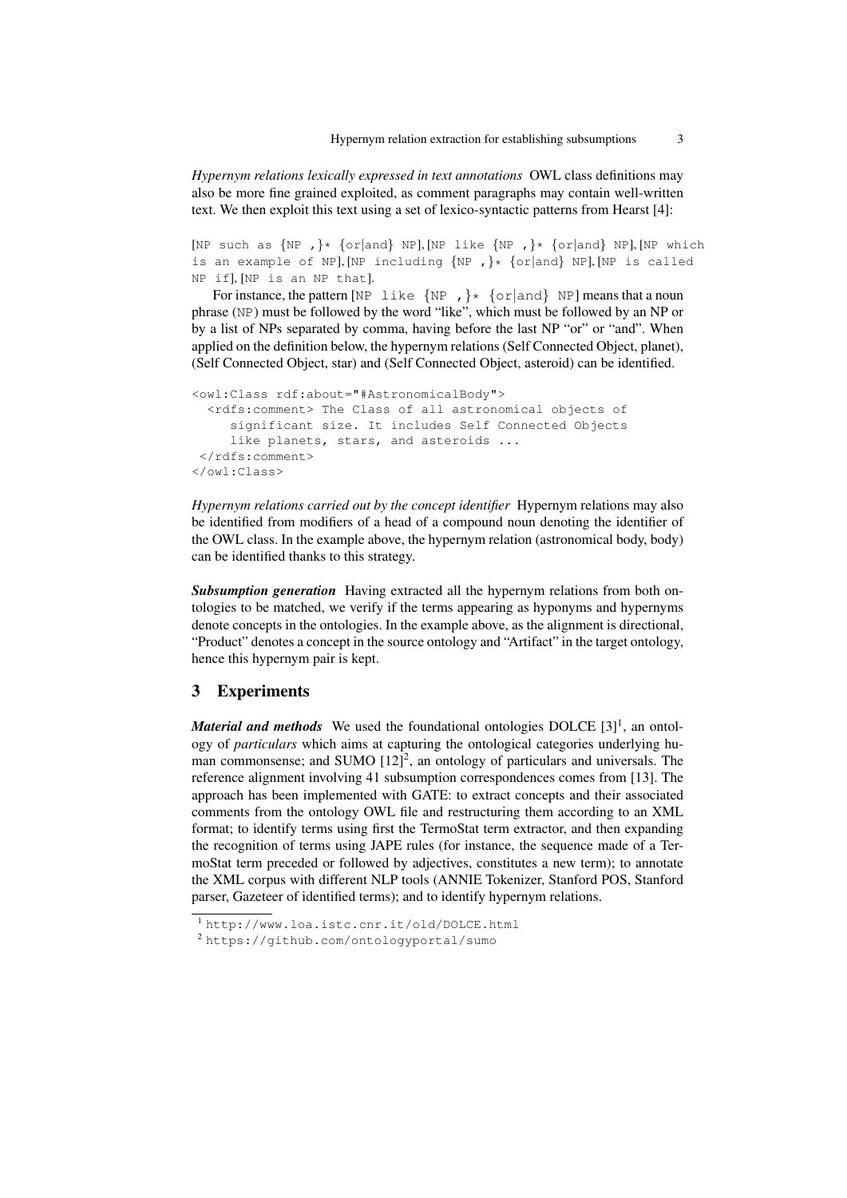*Hypernym relations lexically expressed in text annotations* OWL class definitions may also be more fine grained exploited, as comment paragraphs may contain well-written text. We then exploit this text using a set of lexico-syntactic patterns from Hearst [4]:

[NP such as {NP ,}* {or|and} NP], [NP like {NP ,}* {or|and} NP], [NP which is an example of NP], [NP including {NP ,}* {or|and} NP], [NP is called NP if], [NP is an NP that].

For instance, the pattern [NP like {NP ,}* {or|and} NP] means that a noun phrase (NP) must be followed by the word "like", which must be followed by an NP or by a list of NPs separated by comma, having before the last NP "or" or "and". When applied on the definition below, the hypernym relations (Self Connected Object, planet), (Self Connected Object, star) and (Self Connected Object, asteroid) can be identified.

```
<owl:Class rdf:about="#AstronomicalBody">
  <rdfs:comment> The Class of all astronomical objects of
     significant size. It includes Self Connected Objects
     like planets, stars, and asteroids ...
 </rdfs:comment>
</owl:Class>
```

*Hypernym relations carried out by the concept identifier* Hypernym relations may also be identified from modifiers of a head of a compound noun denoting the identifier of the OWL class. In the example above, the hypernym relation (astronomical body, body) can be identified thanks to this strategy.

***Subsumption generation*** Having extracted all the hypernym relations from both ontologies to be matched, we verify if the terms appearing as hyponyms and hypernyms denote concepts in the ontologies. In the example above, as the alignment is directional, "Product" denotes a concept in the source ontology and "Artifact" in the target ontology, hence this hypernym pair is kept.

## 3 Experiments

***Material and methods*** We used the foundational ontologies DOLCE [3][1], an ontology of *particulars* which aims at capturing the ontological categories underlying human commonsense; and SUMO [12][2], an ontology of particulars and universals. The reference alignment involving 41 subsumption correspondences comes from [13]. The approach has been implemented with GATE: to extract concepts and their associated comments from the ontology OWL file and restructuring them according to an XML format; to identify terms using first the TermoStat term extractor, and then expanding the recognition of terms using JAPE rules (for instance, the sequence made of a TermoStat term preceded or followed by adjectives, constitutes a new term); to annotate the XML corpus with different NLP tools (ANNIE Tokenizer, Stanford POS, Stanford parser, Gazeteer of identified terms); and to identify hypernym relations.

[1] http://www.loa.istc.cnr.it/old/DOLCE.html

[2] https://github.com/ontologyportal/sumo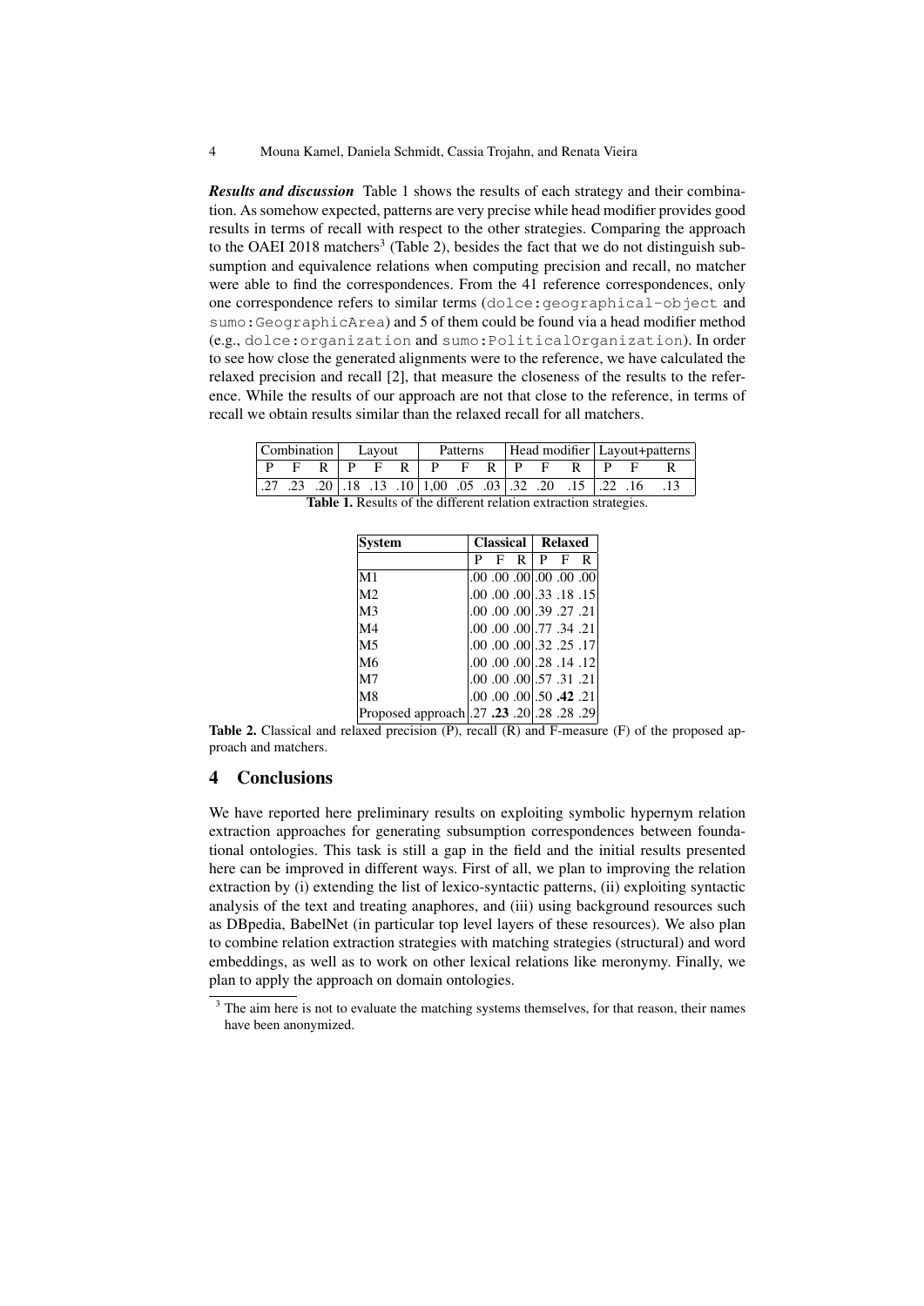***Results and discussion*** Table 1 shows the results of each strategy and their combination. As somehow expected, patterns are very precise while head modifier provides good results in terms of recall with respect to the other strategies. Comparing the approach to the OAEI 2018 matchers[3] (Table 2), besides the fact that we do not distinguish subsumption and equivalence relations when computing precision and recall, no matcher were able to find the correspondences. From the 41 reference correspondences, only one correspondence refers to similar terms (`dolce:geographical-object` and `sumo:GeographicArea`) and 5 of them could be found via a head modifier method (e.g., `dolce:organization` and `sumo:PoliticalOrganization`). In order to see how close the generated alignments were to the reference, we have calculated the relaxed precision and recall [2], that measure the closeness of the results to the reference. While the results of our approach are not that close to the reference, in terms of recall we obtain results similar than the relaxed recall for all matchers.

| Combination | | | Layout | | | Patterns | | | Head modifier | | | Layout+patterns | | |
|---|---|---|---|---|---|---|---|---|---|---|---|---|---|---|
| P | F | R | P | F | R | P | F | R | P | F | R | P | F | R |
| .27 | .23 | .20 | .18 | .13 | .10 | 1,00 | .05 | .03 | .32 | .20 | .15 | .22 | .16 | .13 |

**Table 1.** Results of the different relation extraction strategies.

| System | Classical | | | Relaxed | | |
|---|---|---|---|---|---|---|
| | P | F | R | P | F | R |
| M1 | .00 | .00 | .00 | .00 | .00 | .00 |
| M2 | .00 | .00 | .00 | .33 | .18 | .15 |
| M3 | .00 | .00 | .00 | .39 | .27 | .21 |
| M4 | .00 | .00 | .00 | .77 | .34 | .21 |
| M5 | .00 | .00 | .00 | .32 | .25 | .17 |
| M6 | .00 | .00 | .00 | .28 | .14 | .12 |
| M7 | .00 | .00 | .00 | .57 | .31 | .21 |
| M8 | .00 | .00 | .00 | .50 | **.42** | .21 |
| Proposed approach | .27 | **.23** | .20 | .28 | .28 | .29 |

**Table 2.** Classical and relaxed precision (P), recall (R) and F-measure (F) of the proposed approach and matchers.

## 4 Conclusions

We have reported here preliminary results on exploiting symbolic hypernym relation extraction approaches for generating subsumption correspondences between foundational ontologies. This task is still a gap in the field and the initial results presented here can be improved in different ways. First of all, we plan to improving the relation extraction by (i) extending the list of lexico-syntactic patterns, (ii) exploiting syntactic analysis of the text and treating anaphores, and (iii) using background resources such as DBpedia, BabelNet (in particular top level layers of these resources). We also plan to combine relation extraction strategies with matching strategies (structural) and word embeddings, as well as to work on other lexical relations like meronymy. Finally, we plan to apply the approach on domain ontologies.

[3] The aim here is not to evaluate the matching systems themselves, for that reason, their names have been anonymized.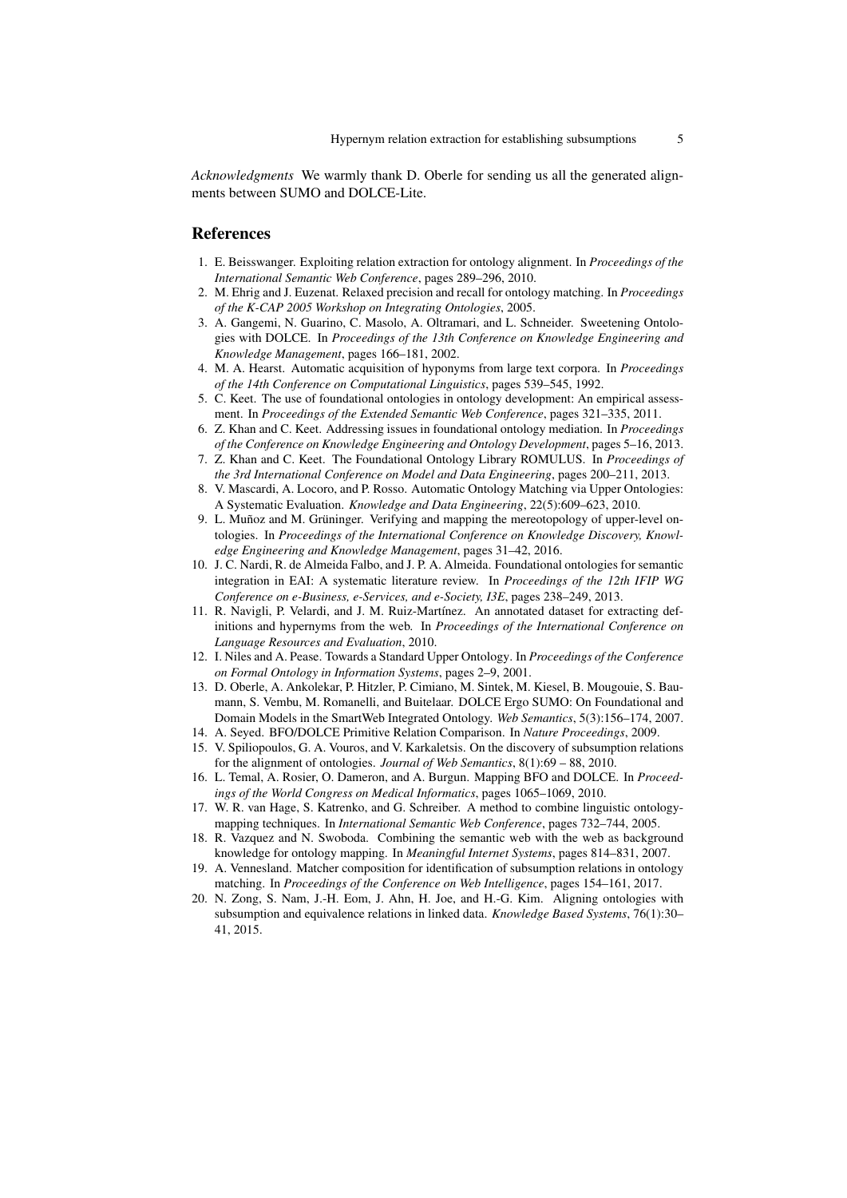*Acknowledgments* We warmly thank D. Oberle for sending us all the generated alignments between SUMO and DOLCE-Lite.

## References

1. E. Beisswanger. Exploiting relation extraction for ontology alignment. In *Proceedings of the International Semantic Web Conference*, pages 289–296, 2010.
2. M. Ehrig and J. Euzenat. Relaxed precision and recall for ontology matching. In *Proceedings of the K-CAP 2005 Workshop on Integrating Ontologies*, 2005.
3. A. Gangemi, N. Guarino, C. Masolo, A. Oltramari, and L. Schneider. Sweetening Ontologies with DOLCE. In *Proceedings of the 13th Conference on Knowledge Engineering and Knowledge Management*, pages 166–181, 2002.
4. M. A. Hearst. Automatic acquisition of hyponyms from large text corpora. In *Proceedings of the 14th Conference on Computational Linguistics*, pages 539–545, 1992.
5. C. Keet. The use of foundational ontologies in ontology development: An empirical assessment. In *Proceedings of the Extended Semantic Web Conference*, pages 321–335, 2011.
6. Z. Khan and C. Keet. Addressing issues in foundational ontology mediation. In *Proceedings of the Conference on Knowledge Engineering and Ontology Development*, pages 5–16, 2013.
7. Z. Khan and C. Keet. The Foundational Ontology Library ROMULUS. In *Proceedings of the 3rd International Conference on Model and Data Engineering*, pages 200–211, 2013.
8. V. Mascardi, A. Locoro, and P. Rosso. Automatic Ontology Matching via Upper Ontologies: A Systematic Evaluation. *Knowledge and Data Engineering*, 22(5):609–623, 2010.
9. L. Muñoz and M. Grüninger. Verifying and mapping the mereotopology of upper-level ontologies. In *Proceedings of the International Conference on Knowledge Discovery, Knowledge Engineering and Knowledge Management*, pages 31–42, 2016.
10. J. C. Nardi, R. de Almeida Falbo, and J. P. A. Almeida. Foundational ontologies for semantic integration in EAI: A systematic literature review. In *Proceedings of the 12th IFIP WG Conference on e-Business, e-Services, and e-Society, I3E*, pages 238–249, 2013.
11. R. Navigli, P. Velardi, and J. M. Ruiz-Martínez. An annotated dataset for extracting definitions and hypernyms from the web. In *Proceedings of the International Conference on Language Resources and Evaluation*, 2010.
12. I. Niles and A. Pease. Towards a Standard Upper Ontology. In *Proceedings of the Conference on Formal Ontology in Information Systems*, pages 2–9, 2001.
13. D. Oberle, A. Ankolekar, P. Hitzler, P. Cimiano, M. Sintek, M. Kiesel, B. Mougouie, S. Baumann, S. Vembu, M. Romanelli, and Buitelaar. DOLCE Ergo SUMO: On Foundational and Domain Models in the SmartWeb Integrated Ontology. *Web Semantics*, 5(3):156–174, 2007.
14. A. Seyed. BFO/DOLCE Primitive Relation Comparison. In *Nature Proceedings*, 2009.
15. V. Spiliopoulos, G. A. Vouros, and V. Karkaletsis. On the discovery of subsumption relations for the alignment of ontologies. *Journal of Web Semantics*, 8(1):69 – 88, 2010.
16. L. Temal, A. Rosier, O. Dameron, and A. Burgun. Mapping BFO and DOLCE. In *Proceedings of the World Congress on Medical Informatics*, pages 1065–1069, 2010.
17. W. R. van Hage, S. Katrenko, and G. Schreiber. A method to combine linguistic ontology-mapping techniques. In *International Semantic Web Conference*, pages 732–744, 2005.
18. R. Vazquez and N. Swoboda. Combining the semantic web with the web as background knowledge for ontology mapping. In *Meaningful Internet Systems*, pages 814–831, 2007.
19. A. Vennesland. Matcher composition for identification of subsumption relations in ontology matching. In *Proceedings of the Conference on Web Intelligence*, pages 154–161, 2017.
20. N. Zong, S. Nam, J.-H. Eom, J. Ahn, H. Joe, and H.-G. Kim. Aligning ontologies with subsumption and equivalence relations in linked data. *Knowledge Based Systems*, 76(1):30–41, 2015.